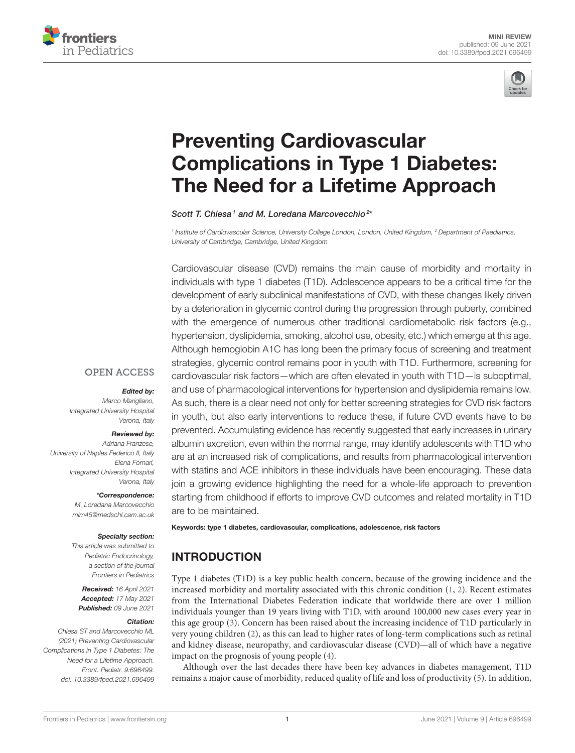MINI REVIEW
published: 09 June 2021
doi: 10.3389/fped.2021.696499

# Preventing Cardiovascular Complications in Type 1 Diabetes: The Need for a Lifetime Approach

*Scott T. Chiesa[1] and M. Loredana Marcovecchio[2]\**

[1] Institute of Cardiovascular Science, University College London, London, United Kingdom, [2] Department of Paediatrics, University of Cambridge, Cambridge, United Kingdom

Cardiovascular disease (CVD) remains the main cause of morbidity and mortality in individuals with type 1 diabetes (T1D). Adolescence appears to be a critical time for the development of early subclinical manifestations of CVD, with these changes likely driven by a deterioration in glycemic control during the progression through puberty, combined with the emergence of numerous other traditional cardiometabolic risk factors (e.g., hypertension, dyslipidemia, smoking, alcohol use, obesity, etc.) which emerge at this age. Although hemoglobin A1C has long been the primary focus of screening and treatment strategies, glycemic control remains poor in youth with T1D. Furthermore, screening for cardiovascular risk factors—which are often elevated in youth with T1D—is suboptimal, and use of pharmacological interventions for hypertension and dyslipidemia remains low. As such, there is a clear need not only for better screening strategies for CVD risk factors in youth, but also early interventions to reduce these, if future CVD events have to be prevented. Accumulating evidence has recently suggested that early increases in urinary albumin excretion, even within the normal range, may identify adolescents with T1D who are at an increased risk of complications, and results from pharmacological intervention with statins and ACE inhibitors in these individuals have been encouraging. These data join a growing evidence highlighting the need for a whole-life approach to prevention starting from childhood if efforts to improve CVD outcomes and related mortality in T1D are to be maintained.

**Keywords:** type 1 diabetes, cardiovascular, complications, adolescence, risk factors

OPEN ACCESS

***Edited by:***
Marco Marigliano,
Integrated University Hospital Verona, Italy

***Reviewed by:***
Adriana Franzese,
University of Naples Federico II, Italy
Elena Fornari,
Integrated University Hospital Verona, Italy

***\*Correspondence:***
M. Loredana Marcovecchio
mlm45@medschl.cam.ac.uk

***Specialty section:***
This article was submitted to Pediatric Endocrinology, a section of the journal Frontiers in Pediatrics

***Received:*** 16 April 2021
***Accepted:*** 17 May 2021
***Published:*** 09 June 2021

***Citation:***
Chiesa ST and Marcovecchio ML (2021) Preventing Cardiovascular Complications in Type 1 Diabetes: The Need for a Lifetime Approach. Front. Pediatr. 9:696499. doi: 10.3389/fped.2021.696499

## INTRODUCTION

Type 1 diabetes (T1D) is a key public health concern, because of the growing incidence and the increased morbidity and mortality associated with this chronic condition (1, 2). Recent estimates from the International Diabetes Federation indicate that worldwide there are over 1 million individuals younger than 19 years living with T1D, with around 100,000 new cases every year in this age group (3). Concern has been raised about the increasing incidence of T1D particularly in very young children (2), as this can lead to higher rates of long-term complications such as retinal and kidney disease, neuropathy, and cardiovascular disease (CVD)—all of which have a negative impact on the prognosis of young people (4).

Although over the last decades there have been key advances in diabetes management, T1D remains a major cause of morbidity, reduced quality of life and loss of productivity (5). In addition,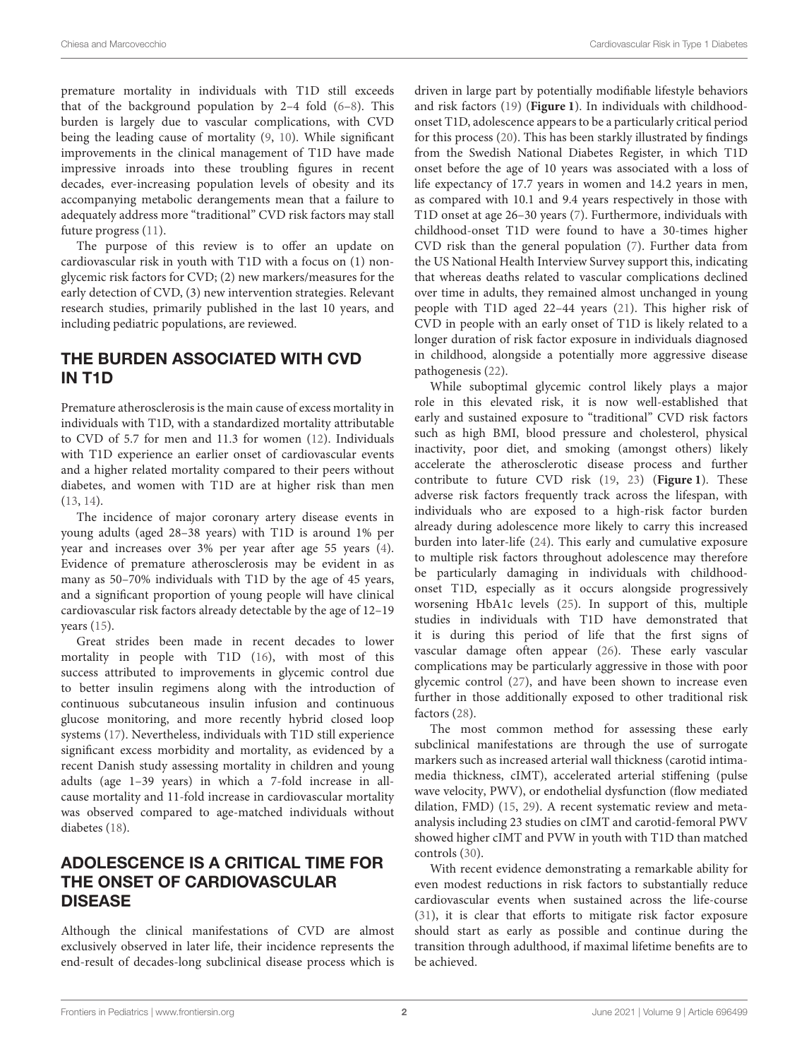premature mortality in individuals with T1D still exceeds that of the background population by 2–4 fold (6–8). This burden is largely due to vascular complications, with CVD being the leading cause of mortality (9, 10). While significant improvements in the clinical management of T1D have made impressive inroads into these troubling figures in recent decades, ever-increasing population levels of obesity and its accompanying metabolic derangements mean that a failure to adequately address more "traditional" CVD risk factors may stall future progress (11).

The purpose of this review is to offer an update on cardiovascular risk in youth with T1D with a focus on (1) non-glycemic risk factors for CVD; (2) new markers/measures for the early detection of CVD, (3) new intervention strategies. Relevant research studies, primarily published in the last 10 years, and including pediatric populations, are reviewed.

## THE BURDEN ASSOCIATED WITH CVD IN T1D

Premature atherosclerosis is the main cause of excess mortality in individuals with T1D, with a standardized mortality attributable to CVD of 5.7 for men and 11.3 for women (12). Individuals with T1D experience an earlier onset of cardiovascular events and a higher related mortality compared to their peers without diabetes, and women with T1D are at higher risk than men (13, 14).

The incidence of major coronary artery disease events in young adults (aged 28–38 years) with T1D is around 1% per year and increases over 3% per year after age 55 years (4). Evidence of premature atherosclerosis may be evident in as many as 50–70% individuals with T1D by the age of 45 years, and a significant proportion of young people will have clinical cardiovascular risk factors already detectable by the age of 12–19 years (15).

Great strides been made in recent decades to lower mortality in people with T1D (16), with most of this success attributed to improvements in glycemic control due to better insulin regimens along with the introduction of continuous subcutaneous insulin infusion and continuous glucose monitoring, and more recently hybrid closed loop systems (17). Nevertheless, individuals with T1D still experience significant excess morbidity and mortality, as evidenced by a recent Danish study assessing mortality in children and young adults (age 1–39 years) in which a 7-fold increase in all-cause mortality and 11-fold increase in cardiovascular mortality was observed compared to age-matched individuals without diabetes (18).

## ADOLESCENCE IS A CRITICAL TIME FOR THE ONSET OF CARDIOVASCULAR DISEASE

Although the clinical manifestations of CVD are almost exclusively observed in later life, their incidence represents the end-result of decades-long subclinical disease process which is driven in large part by potentially modifiable lifestyle behaviors and risk factors (19) (**Figure 1**). In individuals with childhood-onset T1D, adolescence appears to be a particularly critical period for this process (20). This has been starkly illustrated by findings from the Swedish National Diabetes Register, in which T1D onset before the age of 10 years was associated with a loss of life expectancy of 17.7 years in women and 14.2 years in men, as compared with 10.1 and 9.4 years respectively in those with T1D onset at age 26–30 years (7). Furthermore, individuals with childhood-onset T1D were found to have a 30-times higher CVD risk than the general population (7). Further data from the US National Health Interview Survey support this, indicating that whereas deaths related to vascular complications declined over time in adults, they remained almost unchanged in young people with T1D aged 22–44 years (21). This higher risk of CVD in people with an early onset of T1D is likely related to a longer duration of risk factor exposure in individuals diagnosed in childhood, alongside a potentially more aggressive disease pathogenesis (22).

While suboptimal glycemic control likely plays a major role in this elevated risk, it is now well-established that early and sustained exposure to "traditional" CVD risk factors such as high BMI, blood pressure and cholesterol, physical inactivity, poor diet, and smoking (amongst others) likely accelerate the atherosclerotic disease process and further contribute to future CVD risk (19, 23) (**Figure 1**). These adverse risk factors frequently track across the lifespan, with individuals who are exposed to a high-risk factor burden already during adolescence more likely to carry this increased burden into later-life (24). This early and cumulative exposure to multiple risk factors throughout adolescence may therefore be particularly damaging in individuals with childhood-onset T1D, especially as it occurs alongside progressively worsening HbA1c levels (25). In support of this, multiple studies in individuals with T1D have demonstrated that it is during this period of life that the first signs of vascular damage often appear (26). These early vascular complications may be particularly aggressive in those with poor glycemic control (27), and have been shown to increase even further in those additionally exposed to other traditional risk factors (28).

The most common method for assessing these early subclinical manifestations are through the use of surrogate markers such as increased arterial wall thickness (carotid intima-media thickness, cIMT), accelerated arterial stiffening (pulse wave velocity, PWV), or endothelial dysfunction (flow mediated dilation, FMD) (15, 29). A recent systematic review and meta-analysis including 23 studies on cIMT and carotid-femoral PWV showed higher cIMT and PVW in youth with T1D than matched controls (30).

With recent evidence demonstrating a remarkable ability for even modest reductions in risk factors to substantially reduce cardiovascular events when sustained across the life-course (31), it is clear that efforts to mitigate risk factor exposure should start as early as possible and continue during the transition through adulthood, if maximal lifetime benefits are to be achieved.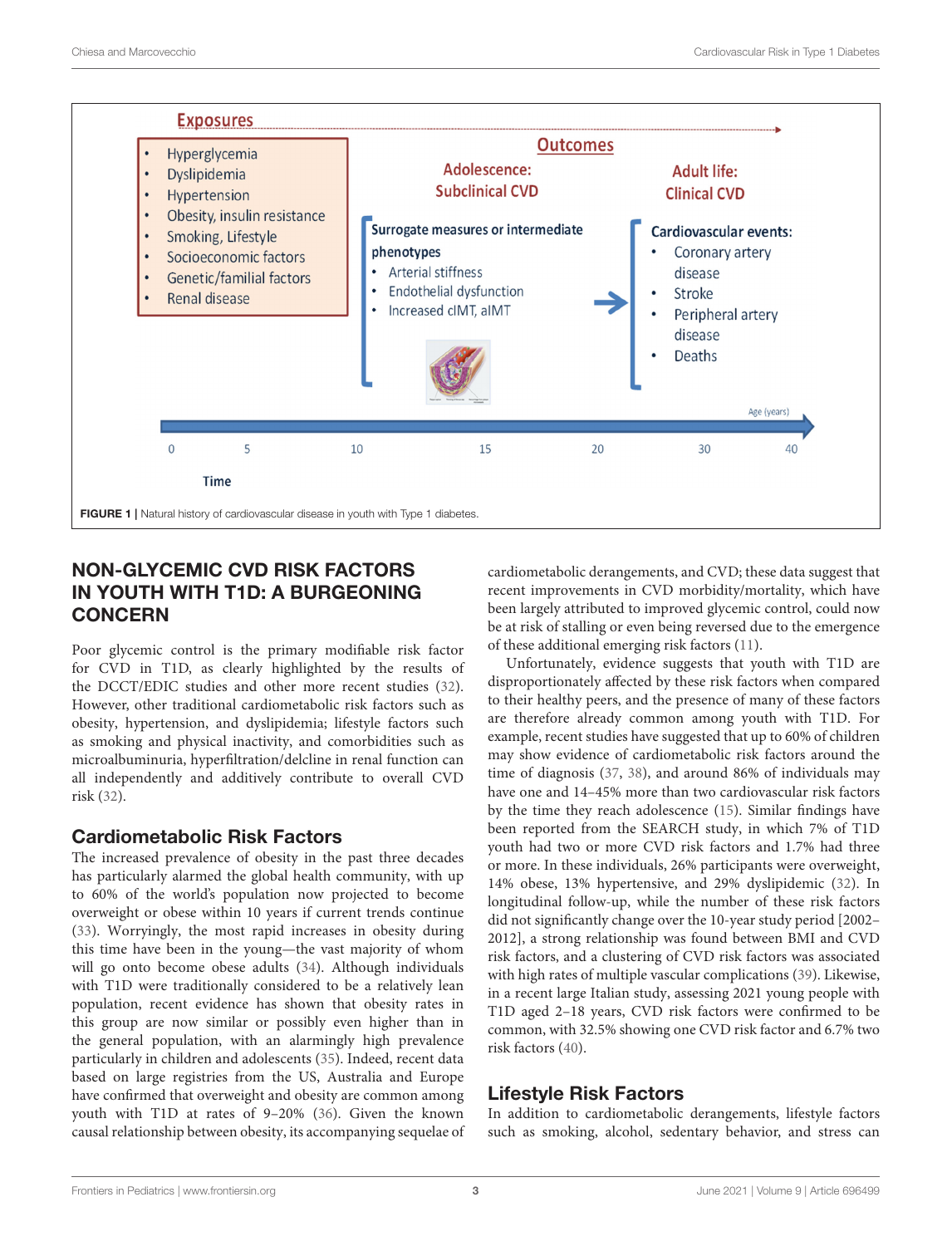FIGURE 1 | Natural history of cardiovascular disease in youth with Type 1 diabetes.

## NON-GLYCEMIC CVD RISK FACTORS IN YOUTH WITH T1D: A BURGEONING CONCERN

Poor glycemic control is the primary modifiable risk factor for CVD in T1D, as clearly highlighted by the results of the DCCT/EDIC studies and other more recent studies (32). However, other traditional cardiometabolic risk factors such as obesity, hypertension, and dyslipidemia; lifestyle factors such as smoking and physical inactivity, and comorbidities such as microalbuminuria, hyperfiltration/delcline in renal function can all independently and additively contribute to overall CVD risk (32).

### Cardiometabolic Risk Factors

The increased prevalence of obesity in the past three decades has particularly alarmed the global health community, with up to 60% of the world's population now projected to become overweight or obese within 10 years if current trends continue (33). Worryingly, the most rapid increases in obesity during this time have been in the young—the vast majority of whom will go onto become obese adults (34). Although individuals with T1D were traditionally considered to be a relatively lean population, recent evidence has shown that obesity rates in this group are now similar or possibly even higher than in the general population, with an alarmingly high prevalence particularly in children and adolescents (35). Indeed, recent data based on large registries from the US, Australia and Europe have confirmed that overweight and obesity are common among youth with T1D at rates of 9–20% (36). Given the known causal relationship between obesity, its accompanying sequelae of cardiometabolic derangements, and CVD; these data suggest that recent improvements in CVD morbidity/mortality, which have been largely attributed to improved glycemic control, could now be at risk of stalling or even being reversed due to the emergence of these additional emerging risk factors (11).

Unfortunately, evidence suggests that youth with T1D are disproportionately affected by these risk factors when compared to their healthy peers, and the presence of many of these factors are therefore already common among youth with T1D. For example, recent studies have suggested that up to 60% of children may show evidence of cardiometabolic risk factors around the time of diagnosis (37, 38), and around 86% of individuals may have one and 14–45% more than two cardiovascular risk factors by the time they reach adolescence (15). Similar findings have been reported from the SEARCH study, in which 7% of T1D youth had two or more CVD risk factors and 1.7% had three or more. In these individuals, 26% participants were overweight, 14% obese, 13% hypertensive, and 29% dyslipidemic (32). In longitudinal follow-up, while the number of these risk factors did not significantly change over the 10-year study period [2002–2012], a strong relationship was found between BMI and CVD risk factors, and a clustering of CVD risk factors was associated with high rates of multiple vascular complications (39). Likewise, in a recent large Italian study, assessing 2021 young people with T1D aged 2–18 years, CVD risk factors were confirmed to be common, with 32.5% showing one CVD risk factor and 6.7% two risk factors (40).

### Lifestyle Risk Factors

In addition to cardiometabolic derangements, lifestyle factors such as smoking, alcohol, sedentary behavior, and stress can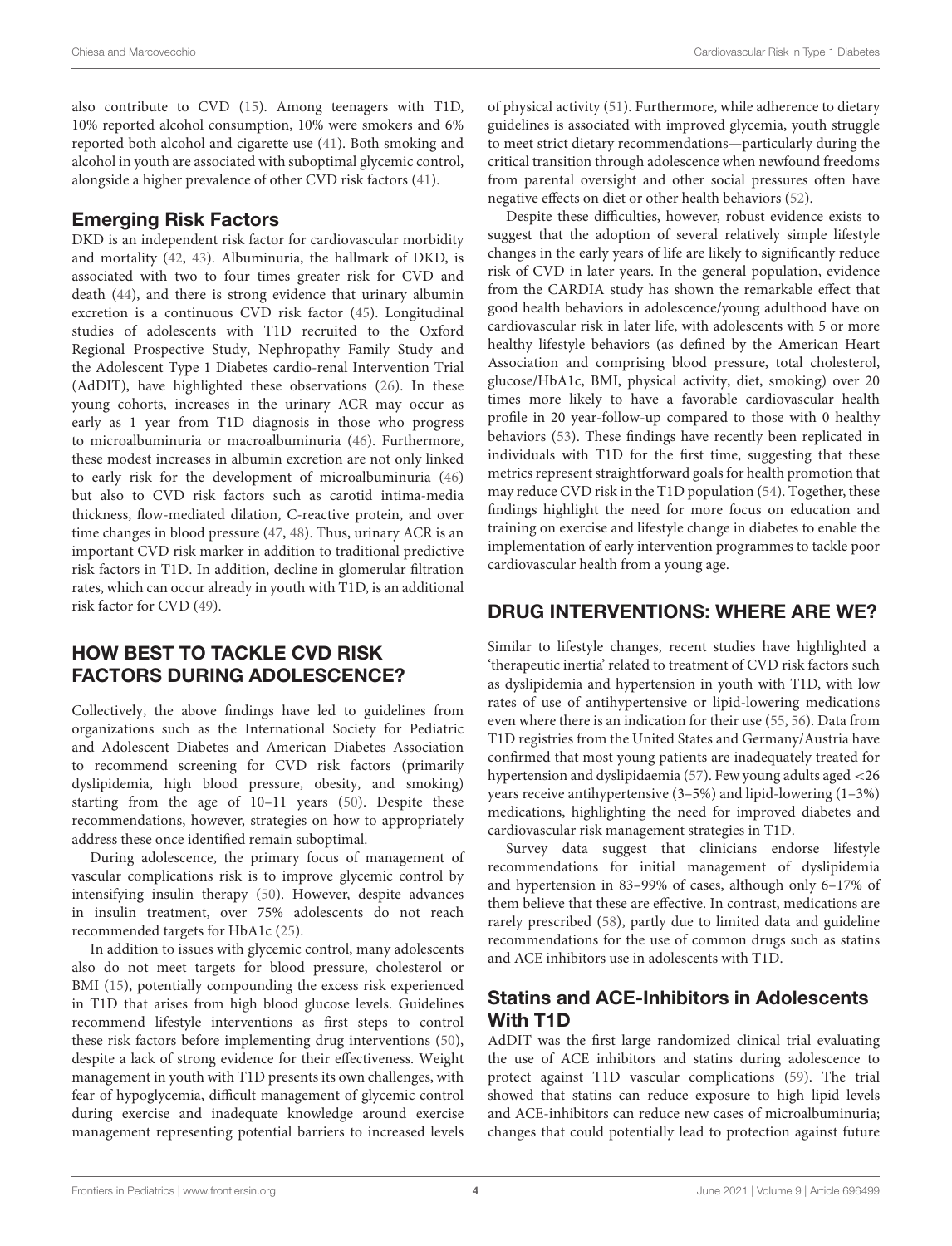also contribute to CVD (15). Among teenagers with T1D, 10% reported both alcohol consumption, 10% were smokers and 6% reported both alcohol and cigarette use (41). Both smoking and alcohol in youth are associated with suboptimal glycemic control, alongside a higher prevalence of other CVD risk factors (41).

### Emerging Risk Factors

DKD is an independent risk factor for cardiovascular morbidity and mortality (42, 43). Albuminuria, the hallmark of DKD, is associated with two to four times greater risk for CVD and death (44), and there is strong evidence that urinary albumin excretion is a continuous CVD risk factor (45). Longitudinal studies of adolescents with T1D recruited to the Oxford Regional Prospective Study, Nephropathy Family Study and the Adolescent Type 1 Diabetes cardio-renal Intervention Trial (AdDIT), have highlighted these observations (26). In these young cohorts, increases in the urinary ACR may occur as early as 1 year from T1D diagnosis in those who progress to microalbuminuria or macroalbuminuria (46). Furthermore, these modest increases in albumin excretion are not only linked to early risk for the development of microalbuminuria (46) but also to CVD risk factors such as carotid intima-media thickness, flow-mediated dilation, C-reactive protein, and over time changes in blood pressure (47, 48). Thus, urinary ACR is an important CVD risk marker in addition to traditional predictive risk factors in T1D. In addition, decline in glomerular filtration rates, which can occur already in youth with T1D, is an additional risk factor for CVD (49).

## HOW BEST TO TACKLE CVD RISK FACTORS DURING ADOLESCENCE?

Collectively, the above findings have led to guidelines from organizations such as the International Society for Pediatric and Adolescent Diabetes and American Diabetes Association to recommend screening for CVD risk factors (primarily dyslipidemia, high blood pressure, obesity, and smoking) starting from the age of 10–11 years (50). Despite these recommendations, however, strategies on how to appropriately address these once identified remain suboptimal.

During adolescence, the primary focus of management of vascular complications risk is to improve glycemic control by intensifying insulin therapy (50). However, despite advances in insulin treatment, over 75% adolescents do not reach recommended targets for HbA1c (25).

In addition to issues with glycemic control, many adolescents also do not meet targets for blood pressure, cholesterol or BMI (15), potentially compounding the excess risk experienced in T1D that arises from high blood glucose levels. Guidelines recommend lifestyle interventions as first steps to control these risk factors before implementing drug interventions (50), despite a lack of strong evidence for their effectiveness. Weight management in youth with T1D presents its own challenges, with fear of hypoglycemia, difficult management of glycemic control during exercise and inadequate knowledge around exercise management representing potential barriers to increased levels of physical activity (51). Furthermore, while adherence to dietary guidelines is associated with improved glycemia, youth struggle to meet strict dietary recommendations—particularly during the critical transition through adolescence when newfound freedoms from parental oversight and other social pressures often have negative effects on diet or other health behaviors (52).

Despite these difficulties, however, robust evidence exists to suggest that the adoption of several relatively simple lifestyle changes in the early years of life are likely to significantly reduce risk of CVD in later years. In the general population, evidence from the CARDIA study has shown the remarkable effect that good health behaviors in adolescence/young adulthood have on cardiovascular risk in later life, with adolescents with 5 or more healthy lifestyle behaviors (as defined by the American Heart Association and comprising blood pressure, total cholesterol, glucose/HbA1c, BMI, physical activity, diet, smoking) over 20 times more likely to have a favorable cardiovascular health profile in 20 year-follow-up compared to those with 0 healthy behaviors (53). These findings have recently been replicated in individuals with T1D for the first time, suggesting that these metrics represent straightforward goals for health promotion that may reduce CVD risk in the T1D population (54). Together, these findings highlight the need for more focus on education and training on exercise and lifestyle change in diabetes to enable the implementation of early intervention programmes to tackle poor cardiovascular health from a young age.

## DRUG INTERVENTIONS: WHERE ARE WE?

Similar to lifestyle changes, recent studies have highlighted a 'therapeutic inertia' related to treatment of CVD risk factors such as dyslipidemia and hypertension in youth with T1D, with low rates of use of antihypertensive or lipid-lowering medications even where there is an indication for their use (55, 56). Data from T1D registries from the United States and Germany/Austria have confirmed that most young patients are inadequately treated for hypertension and dyslipidaemia (57). Few young adults aged <26 years receive antihypertensive (3–5%) and lipid-lowering (1–3%) medications, highlighting the need for improved diabetes and cardiovascular risk management strategies in T1D.

Survey data suggest that clinicians endorse lifestyle recommendations for initial management of dyslipidemia and hypertension in 83–99% of cases, although only 6–17% of them believe that these are effective. In contrast, medications are rarely prescribed (58), partly due to limited data and guideline recommendations for the use of common drugs such as statins and ACE inhibitors use in adolescents with T1D.

### Statins and ACE-Inhibitors in Adolescents With T1D

AdDIT was the first large randomized clinical trial evaluating the use of ACE inhibitors and statins during adolescence to protect against T1D vascular complications (59). The trial showed that statins can reduce exposure to high lipid levels and ACE-inhibitors can reduce new cases of microalbuminuria; changes that could potentially lead to protection against future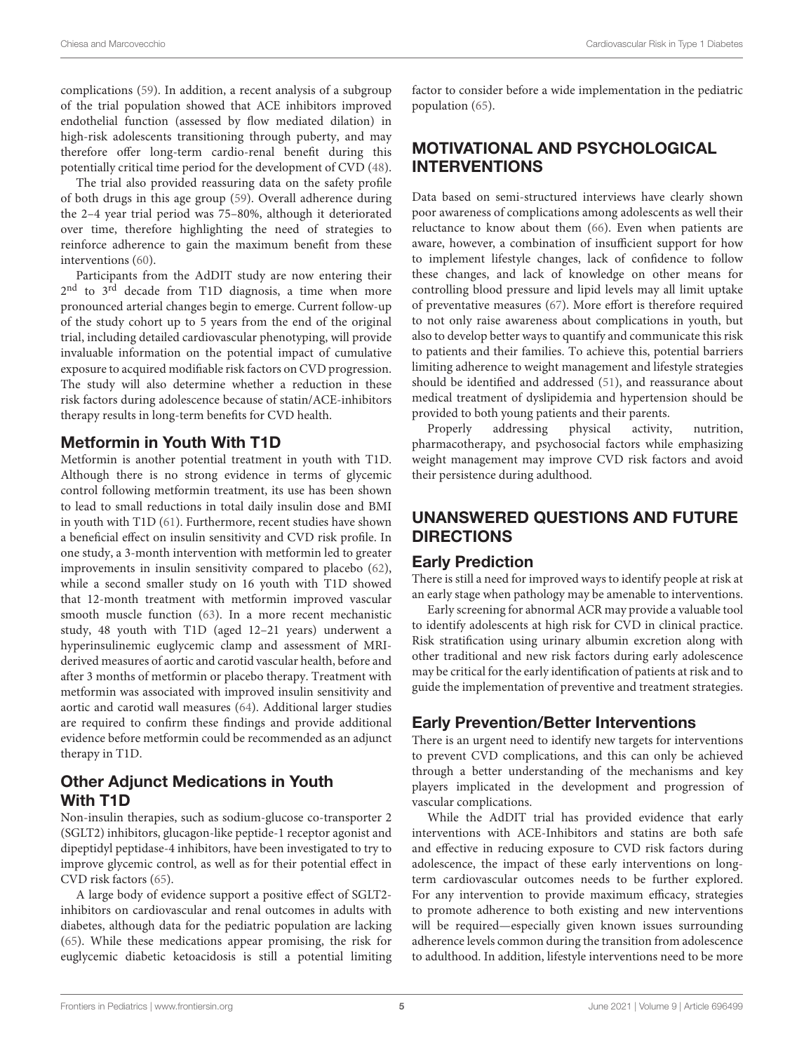complications (59). In addition, a recent analysis of a subgroup of the trial population showed that ACE inhibitors improved endothelial function (assessed by flow mediated dilation) in high-risk adolescents transitioning through puberty, and may therefore offer long-term cardio-renal benefit during this potentially critical time period for the development of CVD (48).

The trial also provided reassuring data on the safety profile of both drugs in this age group (59). Overall adherence during the 2–4 year trial period was 75–80%, although it deteriorated over time, therefore highlighting the need of strategies to reinforce adherence to gain the maximum benefit from these interventions (60).

Participants from the AdDIT study are now entering their 2nd to 3rd decade from T1D diagnosis, a time when more pronounced arterial changes begin to emerge. Current follow-up of the study cohort up to 5 years from the end of the original trial, including detailed cardiovascular phenotyping, will provide invaluable information on the potential impact of cumulative exposure to acquired modifiable risk factors on CVD progression. The study will also determine whether a reduction in these risk factors during adolescence because of statin/ACE-inhibitors therapy results in long-term benefits for CVD health.

### Metformin in Youth With T1D

Metformin is another potential treatment in youth with T1D. Although there is no strong evidence in terms of glycemic control following metformin treatment, its use has been shown to lead to small reductions in total daily insulin dose and BMI in youth with T1D (61). Furthermore, recent studies have shown a beneficial effect on insulin sensitivity and CVD risk profile. In one study, a 3-month intervention with metformin led to greater improvements in insulin sensitivity compared to placebo (62), while a second smaller study on 16 youth with T1D showed that 12-month treatment with metformin improved vascular smooth muscle function (63). In a more recent mechanistic study, 48 youth with T1D (aged 12–21 years) underwent a hyperinsulinemic euglycemic clamp and assessment of MRI-derived measures of aortic and carotid vascular health, before and after 3 months of metformin or placebo therapy. Treatment with metformin was associated with improved insulin sensitivity and aortic and carotid wall measures (64). Additional larger studies are required to confirm these findings and provide additional evidence before metformin could be recommended as an adjunct therapy in T1D.

### Other Adjunct Medications in Youth With T1D

Non-insulin therapies, such as sodium-glucose co-transporter 2 (SGLT2) inhibitors, glucagon-like peptide-1 receptor agonist and dipeptidyl peptidase-4 inhibitors, have been investigated to try to improve glycemic control, as well as for their potential effect in CVD risk factors (65).

A large body of evidence support a positive effect of SGLT2-inhibitors on cardiovascular and renal outcomes in adults with diabetes, although data for the pediatric population are lacking (65). While these medications appear promising, the risk for euglycemic diabetic ketoacidosis is still a potential limiting factor to consider before a wide implementation in the pediatric population (65).

## MOTIVATIONAL AND PSYCHOLOGICAL INTERVENTIONS

Data based on semi-structured interviews have clearly shown poor awareness of complications among adolescents as well their reluctance to know about them (66). Even when patients are aware, however, a combination of insufficient support for how to implement lifestyle changes, lack of confidence to follow these changes, and lack of knowledge on other means for controlling blood pressure and lipid levels may all limit uptake of preventative measures (67). More effort is therefore required to not only raise awareness about complications in youth, but also to develop better ways to quantify and communicate this risk to patients and their families. To achieve this, potential barriers limiting adherence to weight management and lifestyle strategies should be identified and addressed (51), and reassurance about medical treatment of dyslipidemia and hypertension should be provided to both young patients and their parents.

Properly addressing physical activity, nutrition, pharmacotherapy, and psychosocial factors while emphasizing weight management may improve CVD risk factors and avoid their persistence during adulthood.

## UNANSWERED QUESTIONS AND FUTURE DIRECTIONS

### Early Prediction

There is still a need for improved ways to identify people at risk at an early stage when pathology may be amenable to interventions.

Early screening for abnormal ACR may provide a valuable tool to identify adolescents at high risk for CVD in clinical practice. Risk stratification using urinary albumin excretion along with other traditional and new risk factors during early adolescence may be critical for the early identification of patients at risk and to guide the implementation of preventive and treatment strategies.

### Early Prevention/Better Interventions

There is an urgent need to identify new targets for interventions to prevent CVD complications, and this can only be achieved through a better understanding of the mechanisms and key players implicated in the development and progression of vascular complications.

While the AdDIT trial has provided evidence that early interventions with ACE-Inhibitors and statins are both safe and effective in reducing exposure to CVD risk factors during adolescence, the impact of these early interventions on long-term cardiovascular outcomes needs to be further explored. For any intervention to provide maximum efficacy, strategies to promote adherence to both existing and new interventions will be required—especially given known issues surrounding adherence levels common during the transition from adolescence to adulthood. In addition, lifestyle interventions need to be more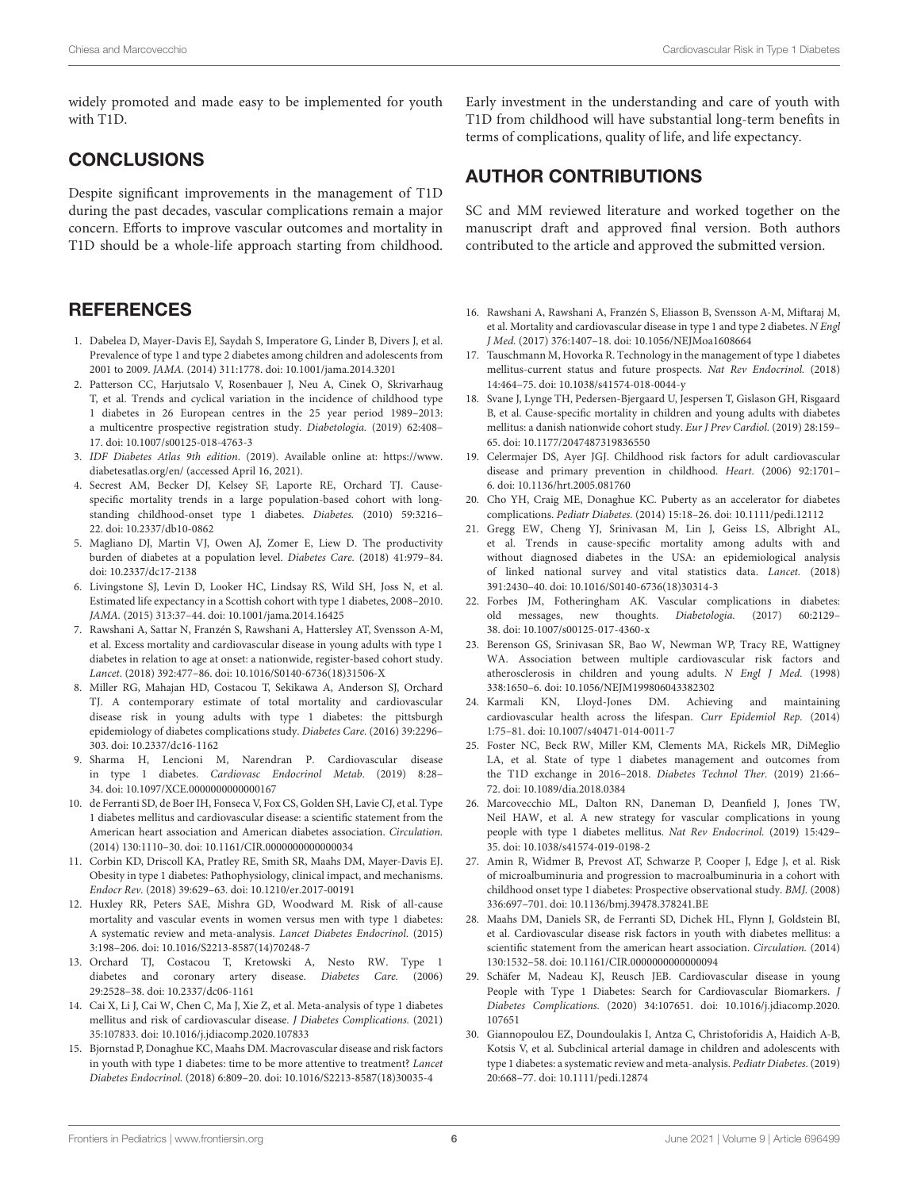widely promoted and made easy to be implemented for youth with T1D.

## CONCLUSIONS

Despite significant improvements in the management of T1D during the past decades, vascular complications remain a major concern. Efforts to improve vascular outcomes and mortality in T1D should be a whole-life approach starting from childhood. Early investment in the understanding and care of youth with T1D from childhood will have substantial long-term benefits in terms of complications, quality of life, and life expectancy.

## AUTHOR CONTRIBUTIONS

SC and MM reviewed literature and worked together on the manuscript draft and approved final version. Both authors contributed to the article and approved the submitted version.

## REFERENCES

1. Dabelea D, Mayer-Davis EJ, Saydah S, Imperatore G, Linder B, Divers J, et al. Prevalence of type 1 and type 2 diabetes among children and adolescents from 2001 to 2009. *JAMA.* (2014) 311:1778. doi: 10.1001/jama.2014.3201
2. Patterson CC, Harjutsalo V, Rosenbauer J, Neu A, Cinek O, Skrivarhaug T, et al. Trends and cyclical variation in the incidence of childhood type 1 diabetes in 26 European centres in the 25 year period 1989–2013: a multicentre prospective registration study. *Diabetologia.* (2019) 62:408–17. doi: 10.1007/s00125-018-4763-3
3. *IDF Diabetes Atlas 9th edition*. (2019). Available online at: https://www.diabetesatlas.org/en/ (accessed April 16, 2021).
4. Secrest AM, Becker DJ, Kelsey SF, Laporte RE, Orchard TJ. Cause-specific mortality trends in a large population-based cohort with long-standing childhood-onset type 1 diabetes. *Diabetes.* (2010) 59:3216–22. doi: 10.2337/db10-0862
5. Magliano DJ, Martin VJ, Owen AJ, Zomer E, Liew D. The productivity burden of diabetes at a population level. *Diabetes Care.* (2018) 41:979–84. doi: 10.2337/dc17-2138
6. Livingstone SJ, Levin D, Looker HC, Lindsay RS, Wild SH, Joss N, et al. Estimated life expectancy in a Scottish cohort with type 1 diabetes, 2008–2010. *JAMA.* (2015) 313:37–44. doi: 10.1001/jama.2014.16425
7. Rawshani A, Sattar N, Franzén S, Rawshani A, Hattersley AT, Svensson A-M, et al. Excess mortality and cardiovascular disease in young adults with type 1 diabetes in relation to age at onset: a nationwide, register-based cohort study. *Lancet.* (2018) 392:477–86. doi: 10.1016/S0140-6736(18)31506-X
8. Miller RG, Mahajan HD, Costacou T, Sekikawa A, Anderson SJ, Orchard TJ. A contemporary estimate of total mortality and cardiovascular disease risk in young adults with type 1 diabetes: the pittsburgh epidemiology of diabetes complications study. *Diabetes Care.* (2016) 39:2296–303. doi: 10.2337/dc16-1162
9. Sharma H, Lencioni M, Narendran P. Cardiovascular disease in type 1 diabetes. *Cardiovasc Endocrinol Metab.* (2019) 8:28–34. doi: 10.1097/XCE.0000000000000167
10. de Ferranti SD, de Boer IH, Fonseca V, Fox CS, Golden SH, Lavie CJ, et al. Type 1 diabetes mellitus and cardiovascular disease: a scientific statement from the American heart association and American diabetes association. *Circulation.* (2014) 130:1110–30. doi: 10.1161/CIR.0000000000000034
11. Corbin KD, Driscoll KA, Pratley RE, Smith SR, Maahs DM, Mayer-Davis EJ. Obesity in type 1 diabetes: Pathophysiology, clinical impact, and mechanisms. *Endocr Rev.* (2018) 39:629–63. doi: 10.1210/er.2017-00191
12. Huxley RR, Peters SAE, Mishra GD, Woodward M. Risk of all-cause mortality and vascular events in women versus men with type 1 diabetes: A systematic review and meta-analysis. *Lancet Diabetes Endocrinol.* (2015) 3:198–206. doi: 10.1016/S2213-8587(14)70248-7
13. Orchard TJ, Costacou T, Kretowski A, Nesto RW. Type 1 diabetes and coronary artery disease. *Diabetes Care.* (2006) 29:2528–38. doi: 10.2337/dc06-1161
14. Cai X, Li J, Cai W, Chen C, Ma J, Xie Z, et al. Meta-analysis of type 1 diabetes mellitus and risk of cardiovascular disease. *J Diabetes Complications.* (2021) 35:107833. doi: 10.1016/j.jdiacomp.2020.107833
15. Bjornstad P, Donaghue KC, Maahs DM. Macrovascular disease and risk factors in youth with type 1 diabetes: time to be more attentive to treatment? *Lancet Diabetes Endocrinol.* (2018) 6:809–20. doi: 10.1016/S2213-8587(18)30035-4
16. Rawshani A, Rawshani A, Franzén S, Eliasson B, Svensson A-M, Miftaraj M, et al. Mortality and cardiovascular disease in type 1 and type 2 diabetes. *N Engl J Med.* (2017) 376:1407–18. doi: 10.1056/NEJMoa1608664
17. Tauschmann M, Hovorka R. Technology in the management of type 1 diabetes mellitus-current status and future prospects. *Nat Rev Endocrinol.* (2018) 14:464–75. doi: 10.1038/s41574-018-0044-y
18. Svane J, Lynge TH, Pedersen-Bjergaard U, Jespersen T, Gislason GH, Risgaard B, et al. Cause-specific mortality in children and young adults with diabetes mellitus: a danish nationwide cohort study. *Eur J Prev Cardiol.* (2019) 28:159–65. doi: 10.1177/2047487319836550
19. Celermajer DS, Ayer JGJ. Childhood risk factors for adult cardiovascular disease and primary prevention in childhood. *Heart.* (2006) 92:1701–6. doi: 10.1136/hrt.2005.081760
20. Cho YH, Craig ME, Donaghue KC. Puberty as an accelerator for diabetes complications. *Pediatr Diabetes.* (2014) 15:18–26. doi: 10.1111/pedi.12112
21. Gregg EW, Cheng YJ, Srinivasan M, Lin J, Geiss LS, Albright AL, et al. Trends in cause-specific mortality among adults with and without diagnosed diabetes in the USA: an epidemiological analysis of linked national survey and vital statistics data. *Lancet.* (2018) 391:2430–40. doi: 10.1016/S0140-6736(18)30314-3
22. Forbes JM, Fotheringham AK. Vascular complications in diabetes: old messages, new thoughts. *Diabetologia.* (2017) 60:2129–38. doi: 10.1007/s00125-017-4360-x
23. Berenson GS, Srinivasan SR, Bao W, Newman WP, Tracy RE, Wattigney WA. Association between multiple cardiovascular risk factors and atherosclerosis in children and young adults. *N Engl J Med.* (1998) 338:1650–6. doi: 10.1056/NEJM199806043382302
24. Karmali KN, Lloyd-Jones DM. Achieving and maintaining cardiovascular health across the lifespan. *Curr Epidemiol Rep.* (2014) 1:75–81. doi: 10.1007/s40471-014-0011-7
25. Foster NC, Beck RW, Miller KM, Clements MA, Rickels MR, DiMeglio LA, et al. State of type 1 diabetes management and outcomes from the T1D exchange in 2016–2018. *Diabetes Technol Ther.* (2019) 21:66–72. doi: 10.1089/dia.2018.0384
26. Marcovecchio ML, Dalton RN, Daneman D, Deanfield J, Jones TW, Neil HAW, et al. A new strategy for vascular complications in young people with type 1 diabetes mellitus. *Nat Rev Endocrinol.* (2019) 15:429–35. doi: 10.1038/s41574-019-0198-2
27. Amin R, Widmer B, Prevost AT, Schwarze P, Cooper J, Edge J, et al. Risk of microalbuminuria and progression to macroalbuminuria in a cohort with childhood onset type 1 diabetes: Prospective observational study. *BMJ.* (2008) 336:697–701. doi: 10.1136/bmj.39478.378241.BE
28. Maahs DM, Daniels SR, de Ferranti SD, Dichek HL, Flynn J, Goldstein BI, et al. Cardiovascular disease risk factors in youth with diabetes mellitus: a scientific statement from the american heart association. *Circulation.* (2014) 130:1532–58. doi: 10.1161/CIR.0000000000000094
29. Schäfer M, Nadeau KJ, Reusch JEB. Cardiovascular disease in young People with Type 1 Diabetes: Search for Cardiovascular Biomarkers. *J Diabetes Complications.* (2020) 34:107651. doi: 10.1016/j.jdiacomp.2020.107651
30. Giannopoulou EZ, Doundoulakis I, Antza C, Christoforidis A, Haidich A-B, Kotsis V, et al. Subclinical arterial damage in children and adolescents with type 1 diabetes: a systematic review and meta-analysis. *Pediatr Diabetes.* (2019) 20:668–77. doi: 10.1111/pedi.12874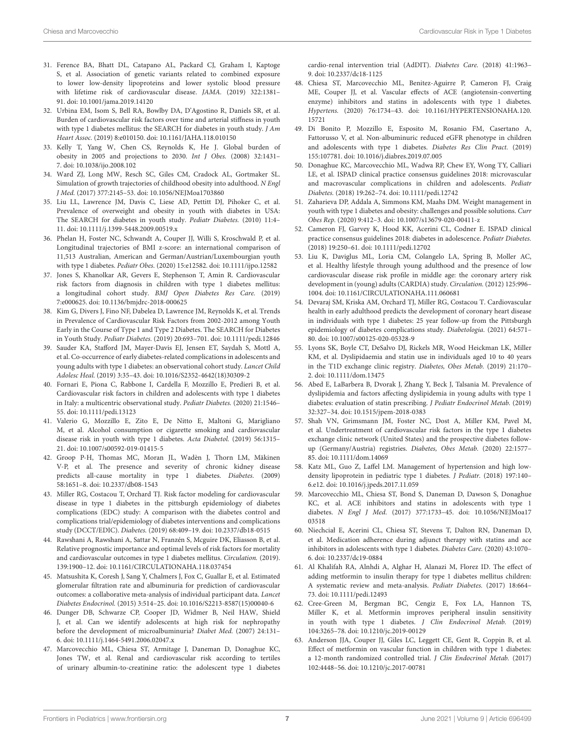31. Ference BA, Bhatt DL, Catapano AL, Packard CJ, Graham I, Kaptoge S, et al. Association of genetic variants related to combined exposure to lower low-density lipoproteins and lower systolic blood pressure with lifetime risk of cardiovascular disease. *JAMA.* (2019) 322:1381–91. doi: 10.1001/jama.2019.14120

32. Urbina EM, Isom S, Bell RA, Bowlby DA, D'Agostino R, Daniels SR, et al. Burden of cardiovascular risk factors over time and arterial stiffness in youth with type 1 diabetes mellitus: the SEARCH for diabetes in youth study. *J Am Heart Assoc.* (2019) 8:e010150. doi: 10.1161/JAHA.118.010150

33. Kelly T, Yang W, Chen CS, Reynolds K, He J. Global burden of obesity in 2005 and projections to 2030. *Int J Obes.* (2008) 32:1431–7. doi: 10.1038/ijo.2008.102

34. Ward ZJ, Long MW, Resch SC, Giles CM, Cradock AL, Gortmaker SL. Simulation of growth trajectories of childhood obesity into adulthood. *N Engl J Med.* (2017) 377:2145–53. doi: 10.1056/NEJMoa1703860

35. Liu LL, Lawrence JM, Davis C, Liese AD, Pettitt DJ, Pihoker C, et al. Prevalence of overweight and obesity in youth with diabetes in USA: The SEARCH for diabetes in youth study. *Pediatr Diabetes.* (2010) 11:4–11. doi: 10.1111/j.1399-5448.2009.00519.x

36. Phelan H, Foster NC, Schwandt A, Couper JJ, Willi S, Kroschwald P, et al. Longitudinal trajectories of BMI z-score: an international comparison of 11,513 Australian, American and German/Austrian/Luxembourgian youth with type 1 diabetes. *Pediatr Obes.* (2020) 15:e12582. doi: 10.1111/ijpo.12582

37. Jones S, Khanolkar AR, Gevers E, Stephenson T, Amin R. Cardiovascular risk factors from diagnosis in children with type 1 diabetes mellitus: a longitudinal cohort study. *BMJ Open Diabetes Res Care.* (2019) 7:e000625. doi: 10.1136/bmjdrc-2018-000625

38. Kim G, Divers J, Fino NF, Dabelea D, Lawrence JM, Reynolds K, et al. Trends in Prevalence of Cardiovascular Risk Factors from 2002-2012 among Youth Early in the Course of Type 1 and Type 2 Diabetes. The SEARCH for Diabetes in Youth Study. *Pediatr Diabetes.* (2019) 20:693–701. doi: 10.1111/pedi.12846

39. Sauder KA, Stafford JM, Mayer-Davis EJ, Jensen ET, Saydah S, Mottl A, et al. Co-occurrence of early diabetes-related complications in adolescents and young adults with type 1 diabetes: an observational cohort study. *Lancet Child Adolesc Heal.* (2019) 3:35–43. doi: 10.1016/S2352-4642(18)30309-2

40. Fornari E, Piona C, Rabbone I, Cardella F, Mozzillo E, Predieri B, et al. Cardiovascular risk factors in children and adolescents with type 1 diabetes in Italy: a multicentric observational study. *Pediatr Diabetes.* (2020) 21:1546–55. doi: 10.1111/pedi.13123

41. Valerio G, Mozzillo E, Zito E, De Nitto E, Maltoni G, Marigliano M, et al. Alcohol consumption or cigarette smoking and cardiovascular disease risk in youth with type 1 diabetes. *Acta Diabetol.* (2019) 56:1315–21. doi: 10.1007/s00592-019-01415-5

42. Groop P-H, Thomas MC, Moran JL, Wadèn J, Thorn LM, Mäkinen V-P, et al. The presence and severity of chronic kidney disease predicts all-cause mortality in type 1 diabetes. *Diabetes.* (2009) 58:1651–8. doi: 10.2337/db08-1543

43. Miller RG, Costacou T, Orchard TJ. Risk factor modeling for cardiovascular disease in type 1 diabetes in the pittsburgh epidemiology of diabetes complications (EDC) study: A comparison with the diabetes control and complications trial/epidemiology of diabetes interventions and complications study (DCCT/EDIC). *Diabetes.* (2019) 68:409–19. doi: 10.2337/db18-0515

44. Rawshani A, Rawshani A, Sattar N, Franzén S, Mcguire DK, Eliasson B, et al. Relative prognostic importance and optimal levels of risk factors for mortality and cardiovascular outcomes in type 1 diabetes mellitus. *Circulation.* (2019). 139:1900–12. doi: 10.1161/CIRCULATIONAHA.118.037454

45. Matsushita K, Coresh J, Sang Y, Chalmers J, Fox C, Guallar E, et al. Estimated glomerular filtration rate and albuminuria for prediction of cardiovascular outcomes: a collaborative meta-analysis of individual participant data. *Lancet Diabetes Endocrinol.* (2015) 3:514–25. doi: 10.1016/S2213-8587(15)00040-6

46. Dunger DB, Schwarze CP, Cooper JD, Widmer B, Neil HAW, Shield J, et al. Can we identify adolescents at high risk for nephropathy before the development of microalbuminuria? *Diabet Med.* (2007) 24:131–6. doi: 10.1111/j.1464-5491.2006.02047.x

47. Marcovecchio ML, Chiesa ST, Armitage J, Daneman D, Donaghue KC, Jones TW, et al. Renal and cardiovascular risk according to tertiles of urinary albumin-to-creatinine ratio: the adolescent type 1 diabetes cardio-renal intervention trial (AdDIT). *Diabetes Care.* (2018) 41:1963–9. doi: 10.2337/dc18-1125

48. Chiesa ST, Marcovecchio ML, Benitez-Aguirre P, Cameron FJ, Craig ME, Couper JJ, et al. Vascular effects of ACE (angiotensin-converting enzyme) inhibitors and statins in adolescents with type 1 diabetes. *Hypertens.* (2020) 76:1734–43. doi: 10.1161/HYPERTENSIONAHA.120.15721

49. Di Bonito P, Mozzillo E, Esposito M, Rosanio FM, Casertano A, Fattorusso V, et al. Non-albuminuric reduced eGFR phenotype in children and adolescents with type 1 diabetes. *Diabetes Res Clin Pract.* (2019) 155:107781. doi: 10.1016/j.diabres.2019.07.005

50. Donaghue KC, Marcovecchio ML, Wadwa RP, Chew EY, Wong TY, Calliari LE, et al. ISPAD clinical practice consensus guidelines 2018: microvascular and macrovascular complications in children and adolescents. *Pediatr Diabetes.* (2018) 19:262–74. doi: 10.1111/pedi.12742

51. Zaharieva DP, Addala A, Simmons KM, Maahs DM. Weight management in youth with type 1 diabetes and obesity: challenges and possible solutions. *Curr Obes Rep.* (2020) 9:412–3. doi: 10.1007/s13679-020-00411-z

52. Cameron FJ, Garvey K, Hood KK, Acerini CL, Codner E. ISPAD clinical practice consensus guidelines 2018: diabetes in adolescence. *Pediatr Diabetes.* (2018) 19:250–61. doi: 10.1111/pedi.12702

53. Liu K, Daviglus ML, Loria CM, Colangelo LA, Spring B, Moller AC, et al. Healthy lifestyle through young adulthood and the presence of low cardiovascular disease risk profile in middle age: the coronary artery risk development in (young) adults (CARDIA) study. *Circulation.* (2012) 125:996–1004. doi: 10.1161/CIRCULATIONAHA.111.060681

54. Devaraj SM, Kriska AM, Orchard TJ, Miller RG, Costacou T. Cardiovascular health in early adulthood predicts the development of coronary heart disease in individuals with type 1 diabetes: 25 year follow-up from the Pittsburgh epidemiology of diabetes complications study. *Diabetologia.* (2021) 64:571–80. doi: 10.1007/s00125-020-05328-9

55. Lyons SK, Boyle CT, DeSalvo DJ, Rickels MR, Wood Heickman LK, Miller KM, et al. Dyslipidaemia and statin use in individuals aged 10 to 40 years in the T1D exchange clinic registry. *Diabetes, Obes Metab.* (2019) 21:170–2. doi: 10.1111/dom.13475

56. Abed E, LaBarbera B, Dvorak J, Zhang Y, Beck J, Talsania M. Prevalence of dyslipidemia and factors affecting dyslipidemia in young adults with type 1 diabetes: evaluation of statin prescribing. *J Pediatr Endocrinol Metab.* (2019) 32:327–34. doi: 10.1515/jpem-2018-0383

57. Shah VN, Grimsmann JM, Foster NC, Dost A, Miller KM, Pavel M, et al. Undertreatment of cardiovascular risk factors in the type 1 diabetes exchange clinic network (United States) and the prospective diabetes follow-up (Germany/Austria) registries. *Diabetes, Obes Metab.* (2020) 22:1577–85. doi: 10.1111/dom.14069

58. Katz ML, Guo Z, Laffel LM. Management of hypertension and high low-density lipoprotein in pediatric type 1 diabetes. *J Pediatr.* (2018) 197:140–6.e12. doi: 10.1016/j.jpeds.2017.11.059

59. Marcovecchio ML, Chiesa ST, Bond S, Daneman D, Dawson S, Donaghue KC, et al. ACE inhibitors and statins in adolescents with type 1 diabetes. *N Engl J Med.* (2017) 377:1733–45. doi: 10.1056/NEJMoa1703518

60. Niechciał E, Acerini CL, Chiesa ST, Stevens T, Dalton RN, Daneman D, et al. Medication adherence during adjunct therapy with statins and ace inhibitors in adolescents with type 1 diabetes. *Diabetes Care.* (2020) 43:1070–6. doi: 10.2337/dc19-0884

61. Al Khalifah RA, Alnhdi A, Alghar H, Alanazi M, Florez ID. The effect of adding metformin to insulin therapy for type 1 diabetes mellitus children: A systematic review and meta-analysis. *Pediatr Diabetes.* (2017) 18:664–73. doi: 10.1111/pedi.12493

62. Cree-Green M, Bergman BC, Cengiz E, Fox LA, Hannon TS, Miller K, et al. Metformin improves peripheral insulin sensitivity in youth with type 1 diabetes. *J Clin Endocrinol Metab.* (2019) 104:3265–78. doi: 10.1210/jc.2019-00129

63. Anderson JJA, Couper JJ, Giles LC, Leggett CE, Gent R, Coppin B, et al. Effect of metformin on vascular function in children with type 1 diabetes: a 12-month randomized controlled trial. *J Clin Endocrinol Metab.* (2017) 102:4448–56. doi: 10.1210/jc.2017-00781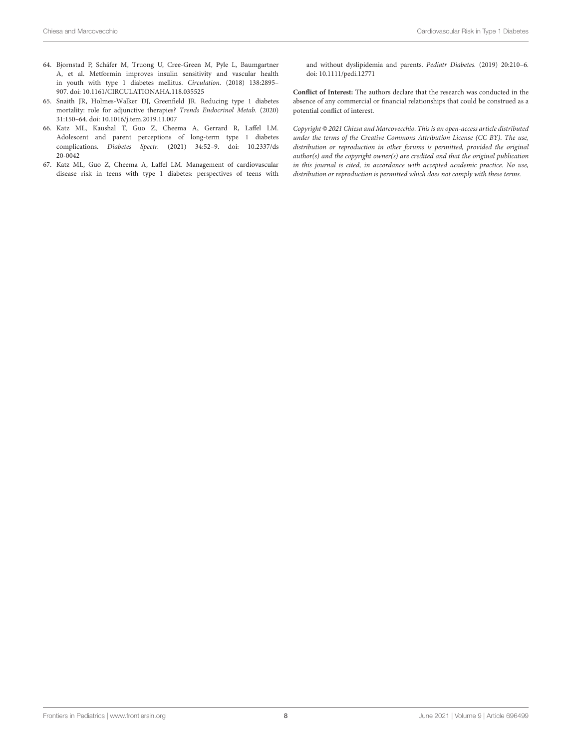64. Bjornstad P, Schäfer M, Truong U, Cree-Green M, Pyle L, Baumgartner A, et al. Metformin improves insulin sensitivity and vascular health in youth with type 1 diabetes mellitus. *Circulation.* (2018) 138:2895–907. doi: 10.1161/CIRCULATIONAHA.118.035525
65. Snaith JR, Holmes-Walker DJ, Greenfield JR. Reducing type 1 diabetes mortality: role for adjunctive therapies? *Trends Endocrinol Metab.* (2020) 31:150–64. doi: 10.1016/j.tem.2019.11.007
66. Katz ML, Kaushal T, Guo Z, Cheema A, Gerrard R, Laffel LM. Adolescent and parent perceptions of long-term type 1 diabetes complications. *Diabetes Spectr.* (2021) 34:52–9. doi: 10.2337/ds20-0042
67. Katz ML, Guo Z, Cheema A, Laffel LM. Management of cardiovascular disease risk in teens with type 1 diabetes: perspectives of teens with and without dyslipidemia and parents. *Pediatr Diabetes.* (2019) 20:210–6. doi: 10.1111/pedi.12771

**Conflict of Interest:** The authors declare that the research was conducted in the absence of any commercial or financial relationships that could be construed as a potential conflict of interest.

*Copyright © 2021 Chiesa and Marcovecchio. This is an open-access article distributed under the terms of the Creative Commons Attribution License (CC BY). The use, distribution or reproduction in other forums is permitted, provided the original author(s) and the copyright owner(s) are credited and that the original publication in this journal is cited, in accordance with accepted academic practice. No use, distribution or reproduction is permitted which does not comply with these terms.*